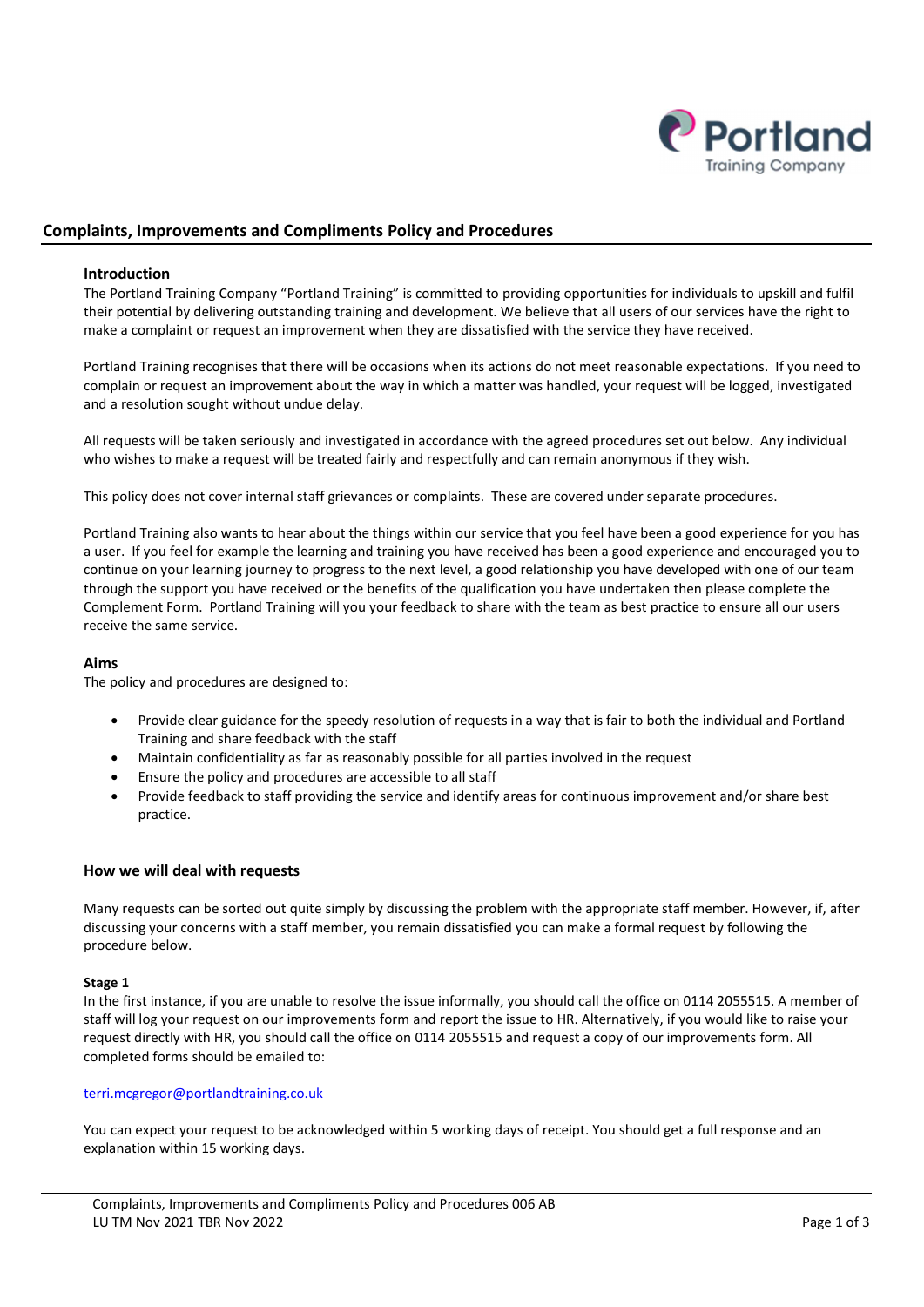# Complaints, Improvements and Compliments Policy and Procedures

## Introduction

The Portland Training Company "Portland Training" is committed to providing opportunities for individuals to upskill and fulfil their potential by delivering outstanding training and development. We believe that all users of our services have the right to make a complaint or request an improvement when they are dissatisfied with the service they have received.

Portland Training recognises that there will be occasions when its actions do not meet reasonable expectations. If you need to complain or request an improvement about the way in which a matter was handled, your request will be logged, investigated and a resolution sought without undue delay.

All requests will be taken seriously and investigated in accordance with the agreed procedures set out below. Any individual who wishes to make a request will be treated fairly and respectfully and can remain anonymous if they wish.

This policy does not cover internal staff grievances or complaints. These are covered under separate procedures.

Portland Training also wants to hear about the things within our service that you feel have been a good experience for you has a user. If you feel for example the learning and training you have received has been a good experience and encouraged you to continue on your learning journey to progress to the next level, a good relationship you have developed with one of our team through the support you have received or the benefits of the qualification you have undertaken then please complete the Complement Form. Portland Training will you your feedback to share with the team as best practice to ensure all our users receive the same service.

## Aims

The policy and procedures are designed to:

- Provide clear guidance for the speedy resolution of requests in a way that is fair to both the individual and Portland Training and share feedback with the staff
- Maintain confidentiality as far as reasonably possible for all parties involved in the request
- Ensure the policy and procedures are accessible to all staff
- Provide feedback to staff providing the service and identify areas for continuous improvement and/or share best practice.

## How we will deal with requests

Many requests can be sorted out quite simply by discussing the problem with the appropriate staff member. However, if, after discussing your concerns with a staff member, you remain dissatisfied you can make a formal request by following the procedure below.

### Stage 1

In the first instance, if you are unable to resolve the issue informally, you should call the office on 0114 2055515. A member of staff will log your request on our improvements form and report the issue to HR. Alternatively, if you would like to raise your request directly with HR, you should call the office on 0114 2055515 and request a copy of our improvements form. All completed forms should be emailed to:

terri.mcgregor@portlandtraining.co.uk

You can expect your request to be acknowledged within 5 working days of receipt. You should get a full response and an explanation within 15 working days.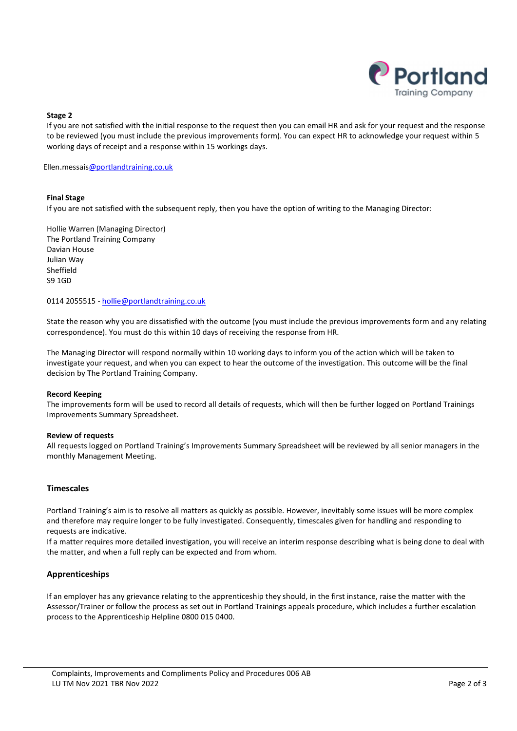**Stage 2**

If you are not satisfied with the initial response to the request then you can email HR and ask for your request and the response to be reviewed (you must include the previous improvements form). You can expect HR to acknowledge your request within 5 working days of receipt and a response within 15 workings days.

Ellen.messais@portlandtraining.co.uk

**Final Stage**

If you are not satisfied with the subsequent reply, then you have the option of writing to the Managing Director:

Hollie Warren (Managing Director)
The Portland Training Company
Davian House
Julian Way
Sheffield
S9 1GD

0114 2055515 - hollie@portlandtraining.co.uk

State the reason why you are dissatisfied with the outcome (you must include the previous improvements form and any relating correspondence). You must do this within 10 days of receiving the response from HR.

The Managing Director will respond normally within 10 working days to inform you of the action which will be taken to investigate your request, and when you can expect to hear the outcome of the investigation. This outcome will be the final decision by The Portland Training Company.

**Record Keeping**

The improvements form will be used to record all details of requests, which will then be further logged on Portland Trainings Improvements Summary Spreadsheet.

**Review of requests**

All requests logged on Portland Training's Improvements Summary Spreadsheet will be reviewed by all senior managers in the monthly Management Meeting.

## Timescales

Portland Training's aim is to resolve all matters as quickly as possible. However, inevitably some issues will be more complex and therefore may require longer to be fully investigated. Consequently, timescales given for handling and responding to requests are indicative.

If a matter requires more detailed investigation, you will receive an interim response describing what is being done to deal with the matter, and when a full reply can be expected and from whom.

## Apprenticeships

If an employer has any grievance relating to the apprenticeship they should, in the first instance, raise the matter with the Assessor/Trainer or follow the process as set out in Portland Trainings appeals procedure, which includes a further escalation process to the Apprenticeship Helpline 0800 015 0400.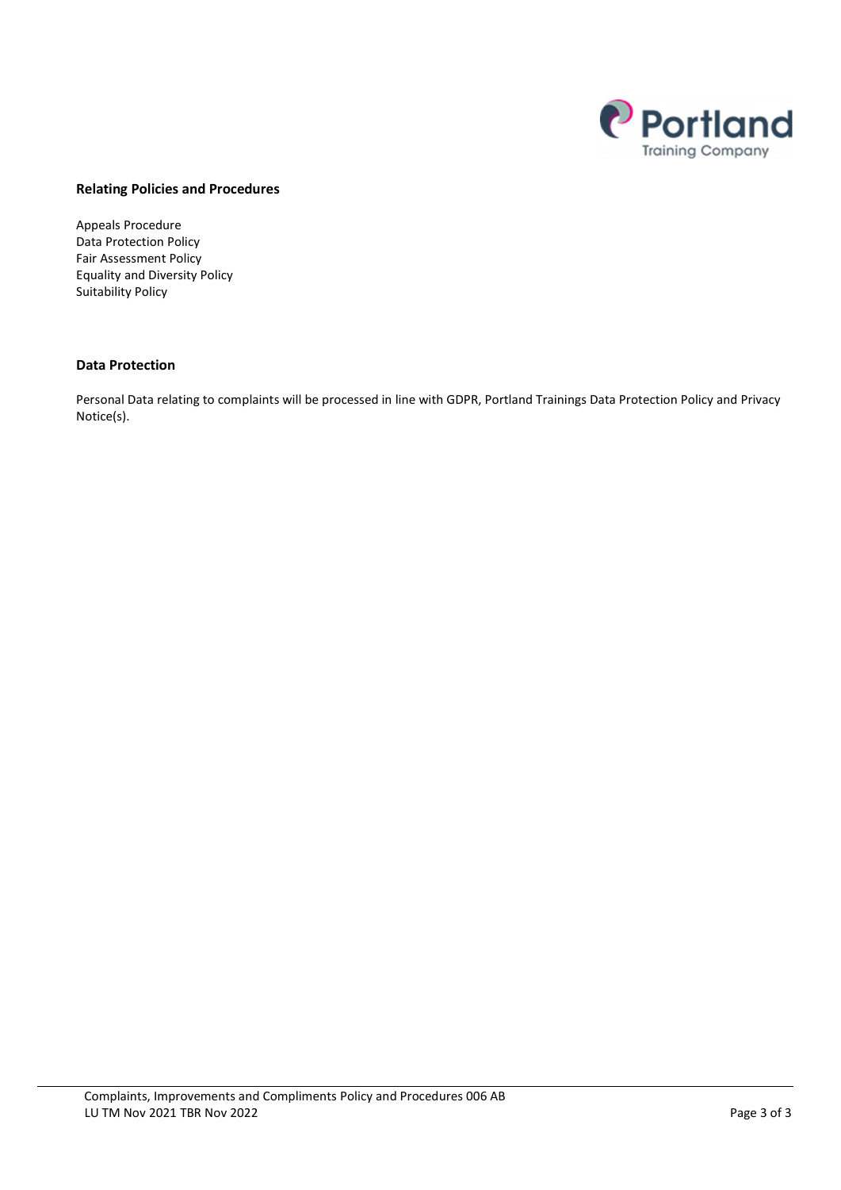### Relating Policies and Procedures

Appeals Procedure
Data Protection Policy
Fair Assessment Policy
Equality and Diversity Policy
Suitability Policy

### Data Protection

Personal Data relating to complaints will be processed in line with GDPR, Portland Trainings Data Protection Policy and Privacy Notice(s).